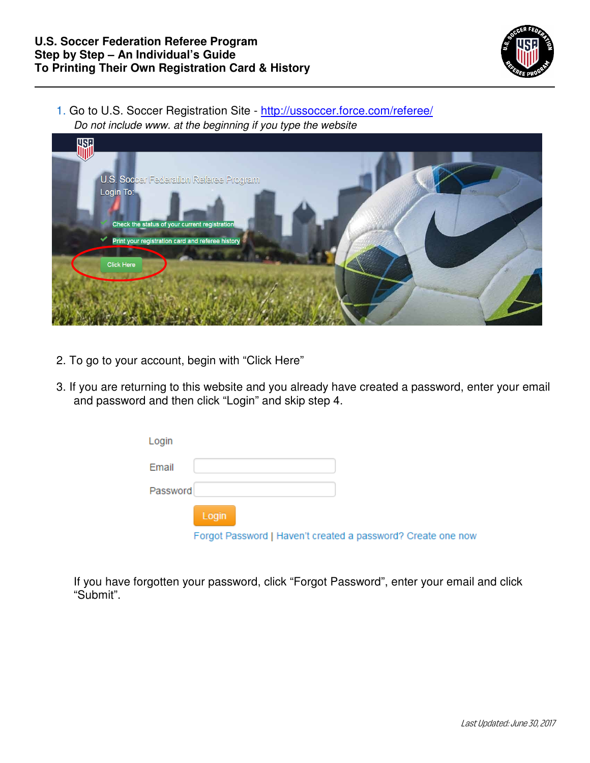# U.S. Soccer Federation Referee Program
## Step by Step – An Individual's Guide
## To Printing Their Own Registration Card & History

1. Go to U.S. Soccer Registration Site - [http://ussoccer.force.com/referee/](http://ussoccer.force.com/referee/)
   *Do not include www. at the beginning if you type the website*

2. To go to your account, begin with "Click Here"

3. If you are returning to this website and you already have created a password, enter your email and password and then click "Login" and skip step 4.

   If you have forgotten your password, click "Forgot Password", enter your email and click "Submit".

*Last Updated: June 30, 2017*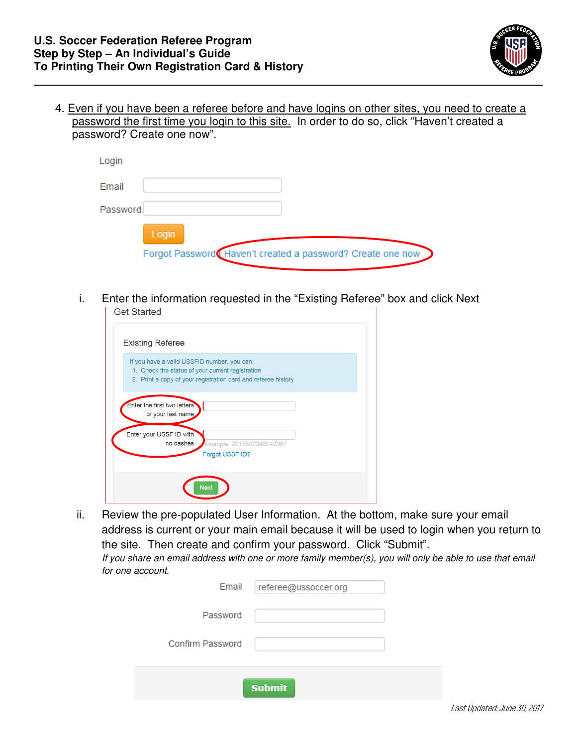4. Even if you have been a referee before and have logins on other sites, you need to create a password the first time you login to this site. In order to do so, click "Haven't created a password? Create one now".

Login

Email

Password

Login

Forgot Password | Haven't created a password? Create one now

   i. Enter the information requested in the "Existing Referee" box and click Next

Get Started

Existing Referee

If you have a valid USSFID number, you can:
1. Check the status of your current registration
2. Print a copy of your registration card and referee history

Enter the first two letters of your last name

Enter your USSF ID with no dashes

Example: 2013532343242987

Forgot USSF ID?

Next

   ii. Review the pre-populated User Information. At the bottom, make sure your email address is current or your main email because it will be used to login when you return to the site. Then create and confirm your password. Click "Submit".
   *If you share an email address with one or more family member(s), you will only be able to use that email for one account.*

Email referee@ussoccer.org

Password

Confirm Password

Submit

*Last Updated: June 30, 2017*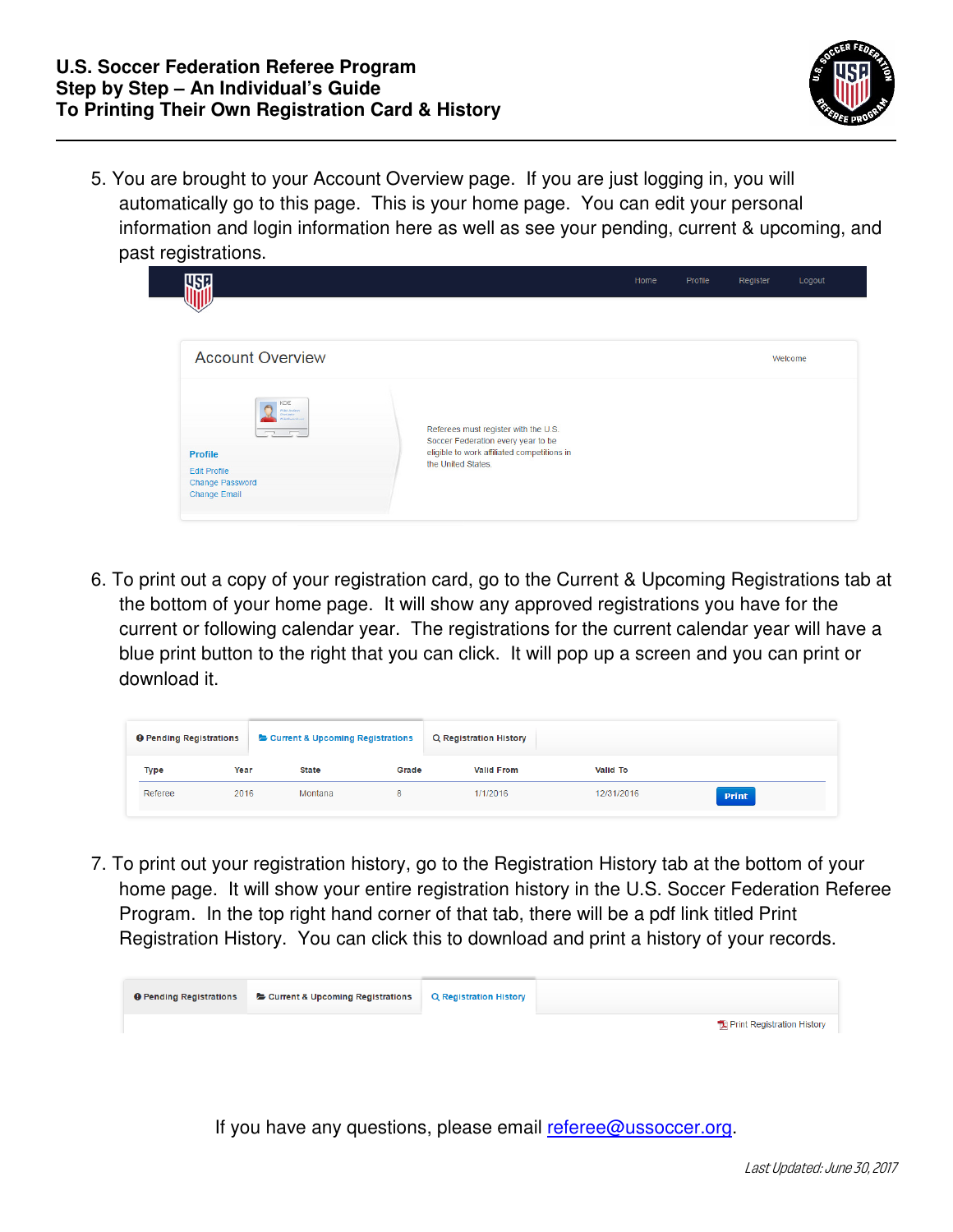# U.S. Soccer Federation Referee Program
## Step by Step – An Individual's Guide To Printing Their Own Registration Card & History

5. You are brought to your Account Overview page. If you are just logging in, you will automatically go to this page. This is your home page. You can edit your personal information and login information here as well as see your pending, current & upcoming, and past registrations.

Home Profile Register Logout

Account Overview

Welcome

Profile

Edit Profile
Change Password
Change Email

Referees must register with the U.S. Soccer Federation every year to be eligible to work affiliated competitions in the United States.

6. To print out a copy of your registration card, go to the Current & Upcoming Registrations tab at the bottom of your home page. It will show any approved registrations you have for the current or following calendar year. The registrations for the current calendar year will have a blue print button to the right that you can click. It will pop up a screen and you can print or download it.

Pending Registrations | Current & Upcoming Registrations | Registration History

| Type | Year | State | Grade | Valid From | Valid To | |
|---|---|---|---|---|---|---|
| Referee | 2016 | Montana | 8 | 1/1/2016 | 12/31/2016 | Print |

7. To print out your registration history, go to the Registration History tab at the bottom of your home page. It will show your entire registration history in the U.S. Soccer Federation Referee Program. In the top right hand corner of that tab, there will be a pdf link titled Print Registration History. You can click this to download and print a history of your records.

Pending Registrations | Current & Upcoming Registrations | Registration History

Print Registration History

If you have any questions, please email referee@ussoccer.org.

*Last Updated: June 30, 2017*